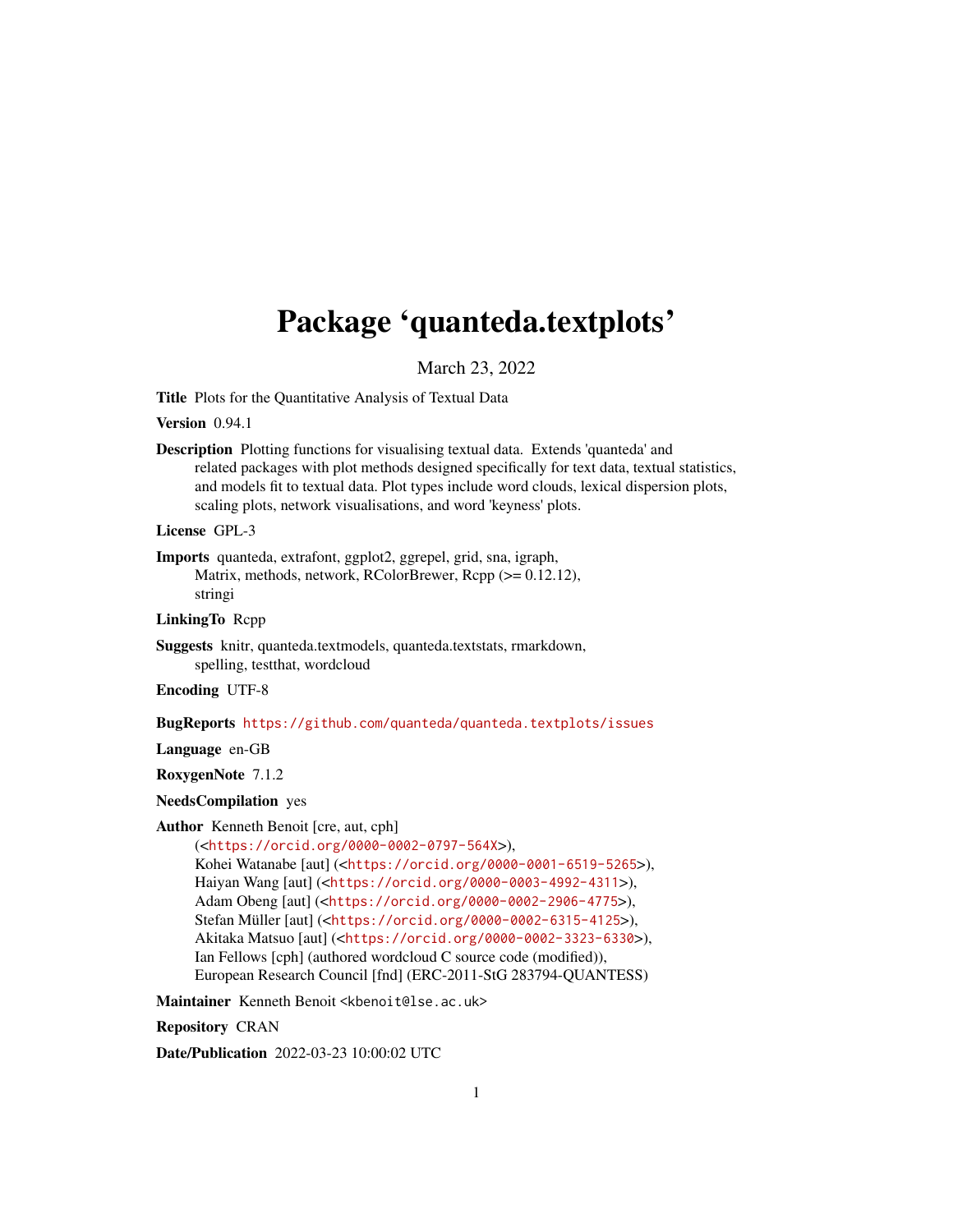# Package 'quanteda.textplots'

March 23, 2022

**Title** Plots for the Quantitative Analysis of Textual Data

**Version** 0.94.1

**Description** Plotting functions for visualising textual data. Extends 'quanteda' and related packages with plot methods designed specifically for text data, textual statistics, and models fit to textual data. Plot types include word clouds, lexical dispersion plots, scaling plots, network visualisations, and word 'keyness' plots.

**License** GPL-3

**Imports** quanteda, extrafont, ggplot2, ggrepel, grid, sna, igraph, Matrix, methods, network, RColorBrewer, Rcpp (>= 0.12.12), stringi

**LinkingTo** Rcpp

**Suggests** knitr, quanteda.textmodels, quanteda.textstats, rmarkdown, spelling, testthat, wordcloud

**Encoding** UTF-8

**BugReports** https://github.com/quanteda/quanteda.textplots/issues

**Language** en-GB

**RoxygenNote** 7.1.2

**NeedsCompilation** yes

**Author** Kenneth Benoit [cre, aut, cph] (<https://orcid.org/0000-0002-0797-564X>), Kohei Watanabe [aut] (<https://orcid.org/0000-0001-6519-5265>), Haiyan Wang [aut] (<https://orcid.org/0000-0003-4992-4311>), Adam Obeng [aut] (<https://orcid.org/0000-0002-2906-4775>), Stefan Müller [aut] (<https://orcid.org/0000-0002-6315-4125>), Akitaka Matsuo [aut] (<https://orcid.org/0000-0002-3323-6330>), Ian Fellows [cph] (authored wordcloud C source code (modified)), European Research Council [fnd] (ERC-2011-StG 283794-QUANTESS)

**Maintainer** Kenneth Benoit <kbenoit@lse.ac.uk>

**Repository** CRAN

**Date/Publication** 2022-03-23 10:00:02 UTC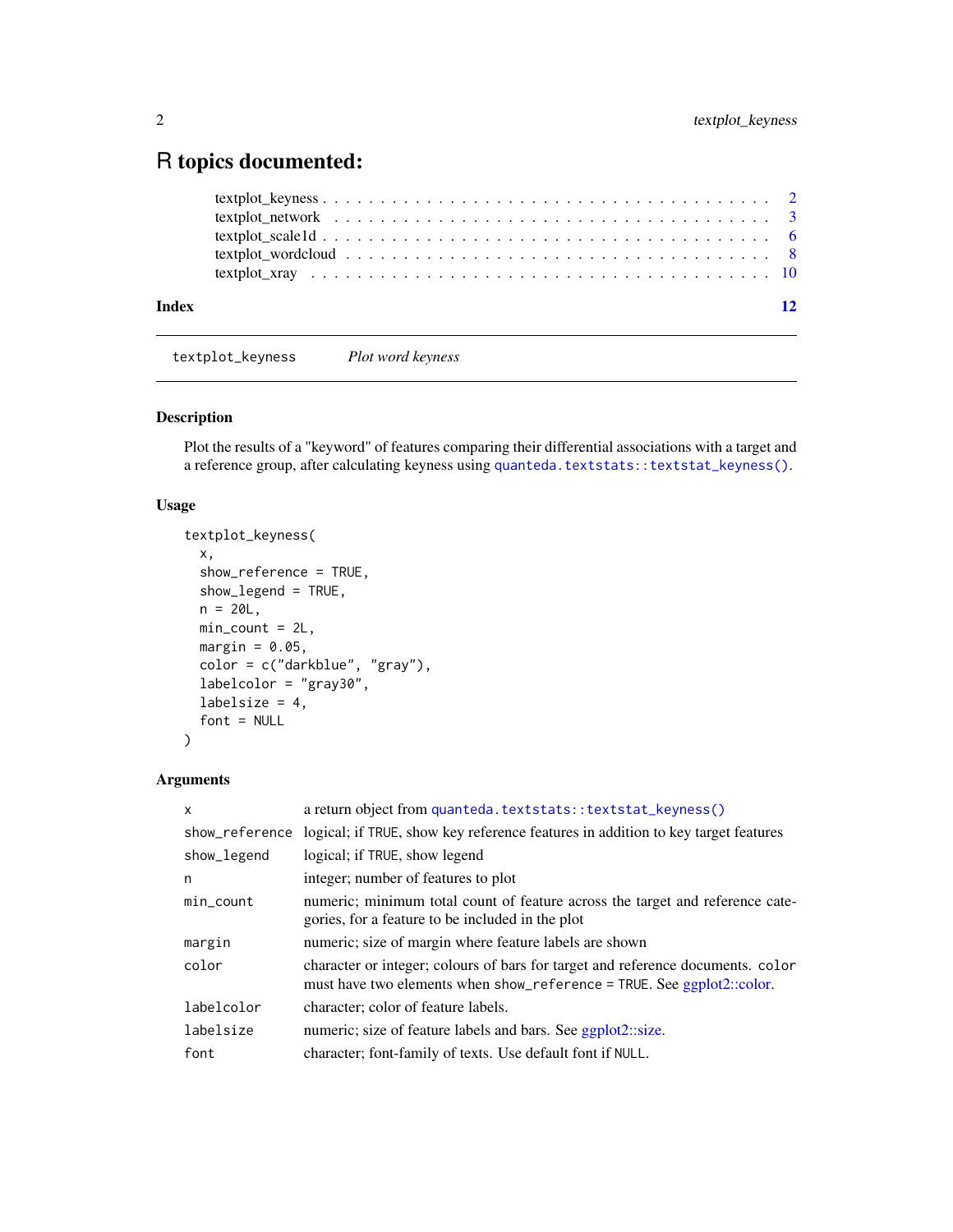# R topics documented:

textplot_keyness . . . . . . . . . . . . . . . . . . . . . . . . . . . . . . . . . . . . 2
textplot_network . . . . . . . . . . . . . . . . . . . . . . . . . . . . . . . . . . . . 3
textplot_scale1d . . . . . . . . . . . . . . . . . . . . . . . . . . . . . . . . . . . . 6
textplot_wordcloud . . . . . . . . . . . . . . . . . . . . . . . . . . . . . . . . . . . 8
textplot_xray . . . . . . . . . . . . . . . . . . . . . . . . . . . . . . . . . . . . . 10

**Index** **12**

---

`textplot_keyness` *Plot word keyness*

---

## Description

Plot the results of a "keyword" of features comparing their differential associations with a target and a reference group, after calculating keyness using `quanteda.textstats::textstat_keyness()`.

## Usage

```
textplot_keyness(
  x,
  show_reference = TRUE,
  show_legend = TRUE,
  n = 20L,
  min_count = 2L,
  margin = 0.05,
  color = c("darkblue", "gray"),
  labelcolor = "gray30",
  labelsize = 4,
  font = NULL
)
```

## Arguments

| | |
|---|---|
| `x` | a return object from `quanteda.textstats::textstat_keyness()` |
| `show_reference` | logical; if `TRUE`, show key reference features in addition to key target features |
| `show_legend` | logical; if `TRUE`, show legend |
| `n` | integer; number of features to plot |
| `min_count` | numeric; minimum total count of feature across the target and reference categories, for a feature to be included in the plot |
| `margin` | numeric; size of margin where feature labels are shown |
| `color` | character or integer; colours of bars for target and reference documents. `color` must have two elements when `show_reference = TRUE`. See ggplot2::color. |
| `labelcolor` | character; color of feature labels. |
| `labelsize` | numeric; size of feature labels and bars. See ggplot2::size. |
| `font` | character; font-family of texts. Use default font if `NULL`. |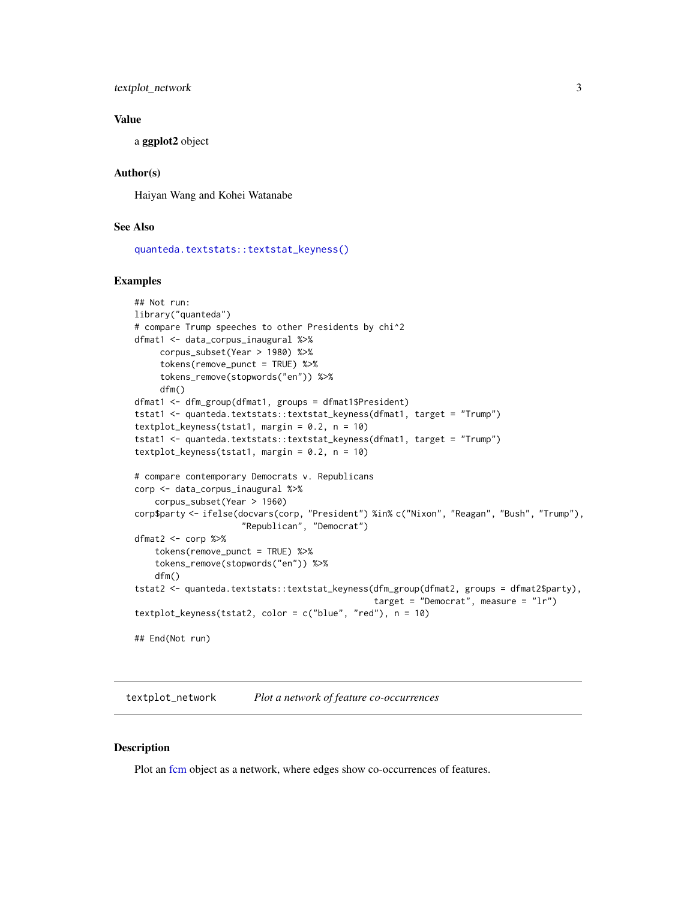### Value

a **ggplot2** object

### Author(s)

Haiyan Wang and Kohei Watanabe

### See Also

quanteda.textstats::textstat_keyness()

### Examples

```
## Not run:
library("quanteda")
# compare Trump speeches to other Presidents by chi^2
dfmat1 <- data_corpus_inaugural %>%
     corpus_subset(Year > 1980) %>%
     tokens(remove_punct = TRUE) %>%
     tokens_remove(stopwords("en")) %>%
     dfm()
dfmat1 <- dfm_group(dfmat1, groups = dfmat1$President)
tstat1 <- quanteda.textstats::textstat_keyness(dfmat1, target = "Trump")
textplot_keyness(tstat1, margin = 0.2, n = 10)
tstat1 <- quanteda.textstats::textstat_keyness(dfmat1, target = "Trump")
textplot_keyness(tstat1, margin = 0.2, n = 10)

# compare contemporary Democrats v. Republicans
corp <- data_corpus_inaugural %>%
    corpus_subset(Year > 1960)
corp$party <- ifelse(docvars(corp, "President") %in% c("Nixon", "Reagan", "Bush", "Trump"),
                  "Republican", "Democrat")
dfmat2 <- corp %>%
    tokens(remove_punct = TRUE) %>%
    tokens_remove(stopwords("en")) %>%
    dfm()
tstat2 <- quanteda.textstats::textstat_keyness(dfm_group(dfmat2, groups = dfmat2$party),
                                               target = "Democrat", measure = "lr")
textplot_keyness(tstat2, color = c("blue", "red"), n = 10)

## End(Not run)
```

---

## textplot_network *Plot a network of feature co-occurrences*

### Description

Plot an fcm object as a network, where edges show co-occurrences of features.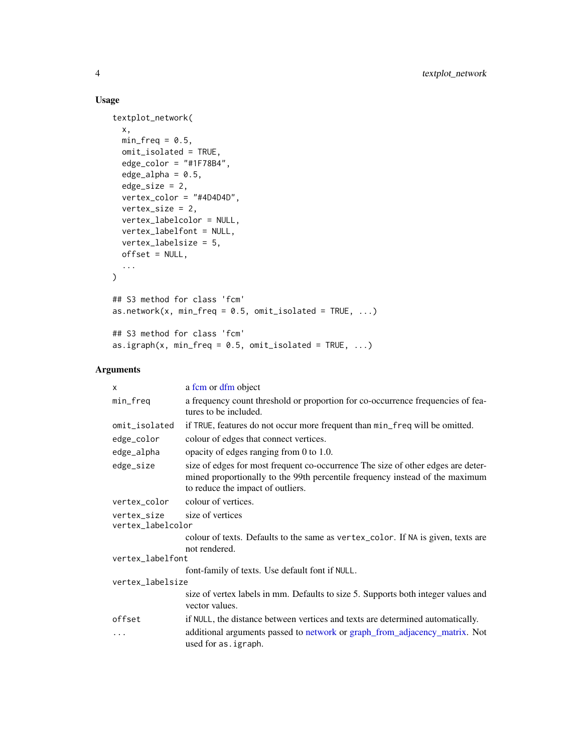## Usage

```
textplot_network(
  x,
  min_freq = 0.5,
  omit_isolated = TRUE,
  edge_color = "#1F78B4",
  edge_alpha = 0.5,
  edge_size = 2,
  vertex_color = "#4D4D4D",
  vertex_size = 2,
  vertex_labelcolor = NULL,
  vertex_labelfont = NULL,
  vertex_labelsize = 5,
  offset = NULL,
  ...
)

## S3 method for class 'fcm'
as.network(x, min_freq = 0.5, omit_isolated = TRUE, ...)

## S3 method for class 'fcm'
as.igraph(x, min_freq = 0.5, omit_isolated = TRUE, ...)
```

## Arguments

| | |
|---|---|
| `x` | a fcm or dfm object |
| `min_freq` | a frequency count threshold or proportion for co-occurrence frequencies of features to be included. |
| `omit_isolated` | if `TRUE`, features do not occur more frequent than `min_freq` will be omitted. |
| `edge_color` | colour of edges that connect vertices. |
| `edge_alpha` | opacity of edges ranging from 0 to 1.0. |
| `edge_size` | size of edges for most frequent co-occurrence The size of other edges are determined proportionally to the 99th percentile frequency instead of the maximum to reduce the impact of outliers. |
| `vertex_color` | colour of vertices. |
| `vertex_size` | size of vertices |
| `vertex_labelcolor` | colour of texts. Defaults to the same as `vertex_color`. If `NA` is given, texts are not rendered. |
| `vertex_labelfont` | font-family of texts. Use default font if `NULL`. |
| `vertex_labelsize` | size of vertex labels in mm. Defaults to size 5. Supports both integer values and vector values. |
| `offset` | if `NULL`, the distance between vertices and texts are determined automatically. |
| `...` | additional arguments passed to network or graph_from_adjacency_matrix. Not used for `as.igraph`. |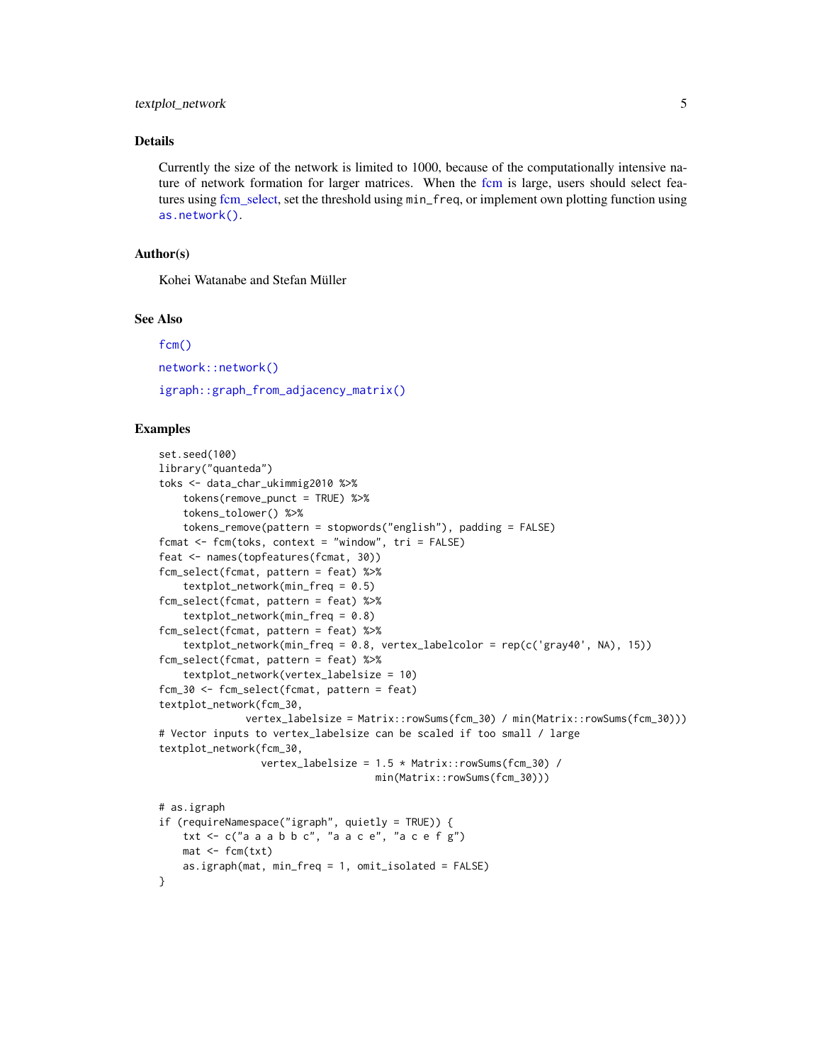## Details

Currently the size of the network is limited to 1000, because of the computationally intensive nature of network formation for larger matrices. When the fcm is large, users should select features using fcm_select, set the threshold using `min_freq`, or implement own plotting function using `as.network()`.

## Author(s)

Kohei Watanabe and Stefan Müller

## See Also

`fcm()`

`network::network()`

`igraph::graph_from_adjacency_matrix()`

## Examples

```
set.seed(100)
library("quanteda")
toks <- data_char_ukimmig2010 %>%
    tokens(remove_punct = TRUE) %>%
    tokens_tolower() %>%
    tokens_remove(pattern = stopwords("english"), padding = FALSE)
fcmat <- fcm(toks, context = "window", tri = FALSE)
feat <- names(topfeatures(fcmat, 30))
fcm_select(fcmat, pattern = feat) %>%
    textplot_network(min_freq = 0.5)
fcm_select(fcmat, pattern = feat) %>%
    textplot_network(min_freq = 0.8)
fcm_select(fcmat, pattern = feat) %>%
    textplot_network(min_freq = 0.8, vertex_labelcolor = rep(c('gray40', NA), 15))
fcm_select(fcmat, pattern = feat) %>%
    textplot_network(vertex_labelsize = 10)
fcm_30 <- fcm_select(fcmat, pattern = feat)
textplot_network(fcm_30,
              vertex_labelsize = Matrix::rowSums(fcm_30) / min(Matrix::rowSums(fcm_30)))
# Vector inputs to vertex_labelsize can be scaled if too small / large
textplot_network(fcm_30,
                 vertex_labelsize = 1.5 * Matrix::rowSums(fcm_30) /
                                   min(Matrix::rowSums(fcm_30)))

# as.igraph
if (requireNamespace("igraph", quietly = TRUE)) {
    txt <- c("a a a b b c", "a a c e", "a c e f g")
    mat <- fcm(txt)
    as.igraph(mat, min_freq = 1, omit_isolated = FALSE)
}
```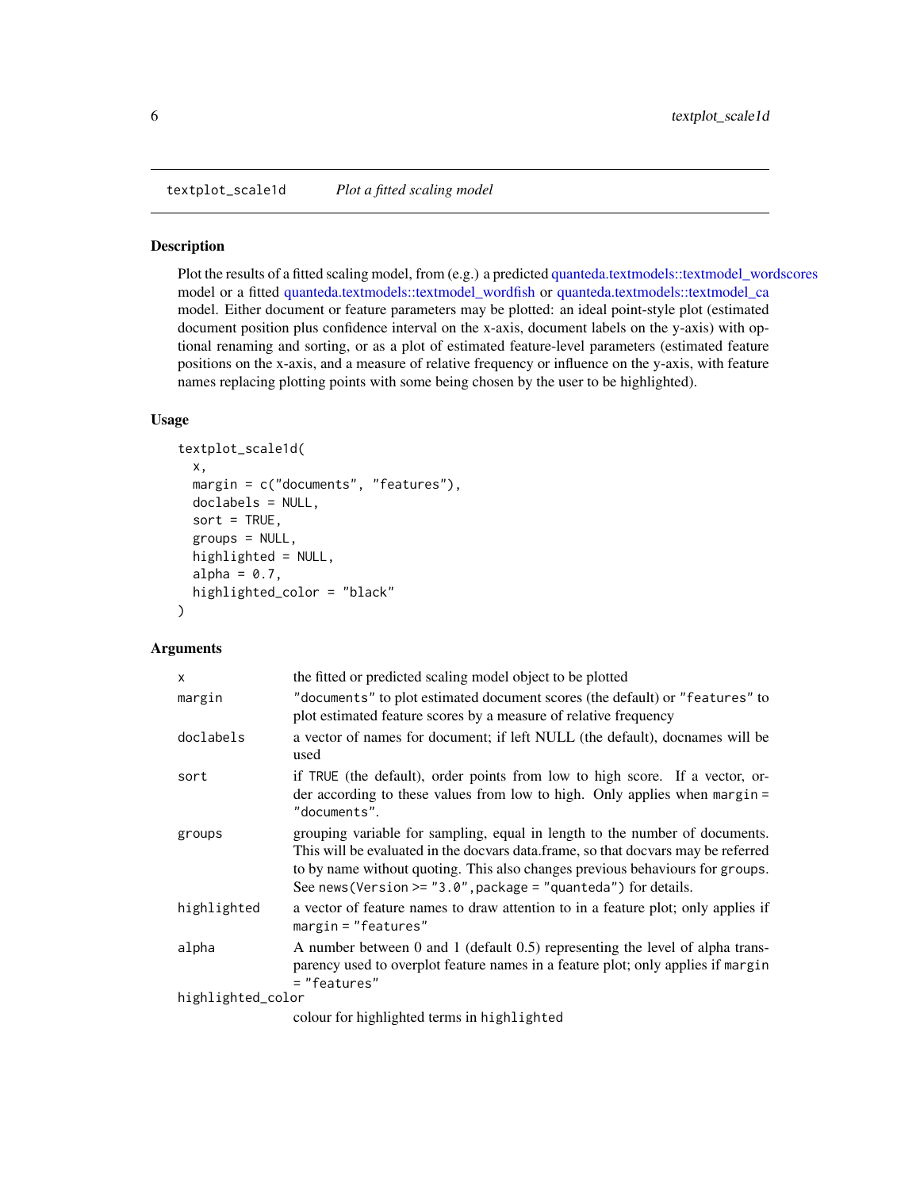## textplot_scale1d *Plot a fitted scaling model*

### Description

Plot the results of a fitted scaling model, from (e.g.) a predicted quanteda.textmodels::textmodel_wordscores model or a fitted quanteda.textmodels::textmodel_wordfish or quanteda.textmodels::textmodel_ca model. Either document or feature parameters may be plotted: an ideal point-style plot (estimated document position plus confidence interval on the x-axis, document labels on the y-axis) with optional renaming and sorting, or as a plot of estimated feature-level parameters (estimated feature positions on the x-axis, and a measure of relative frequency or influence on the y-axis, with feature names replacing plotting points with some being chosen by the user to be highlighted).

### Usage

```
textplot_scale1d(
  x,
  margin = c("documents", "features"),
  doclabels = NULL,
  sort = TRUE,
  groups = NULL,
  highlighted = NULL,
  alpha = 0.7,
  highlighted_color = "black"
)
```

### Arguments

| | |
|---|---|
| `x` | the fitted or predicted scaling model object to be plotted |
| `margin` | `"documents"` to plot estimated document scores (the default) or `"features"` to plot estimated feature scores by a measure of relative frequency |
| `doclabels` | a vector of names for document; if left NULL (the default), docnames will be used |
| `sort` | if `TRUE` (the default), order points from low to high score. If a vector, order according to these values from low to high. Only applies when `margin = "documents"`. |
| `groups` | grouping variable for sampling, equal in length to the number of documents. This will be evaluated in the docvars data.frame, so that docvars may be referred to by name without quoting. This also changes previous behaviours for `groups`. See `news(Version >= "3.0", package = "quanteda")` for details. |
| `highlighted` | a vector of feature names to draw attention to in a feature plot; only applies if `margin = "features"` |
| `alpha` | A number between 0 and 1 (default 0.5) representing the level of alpha transparency used to overplot feature names in a feature plot; only applies if `margin = "features"` |
| `highlighted_color` | colour for highlighted terms in `highlighted` |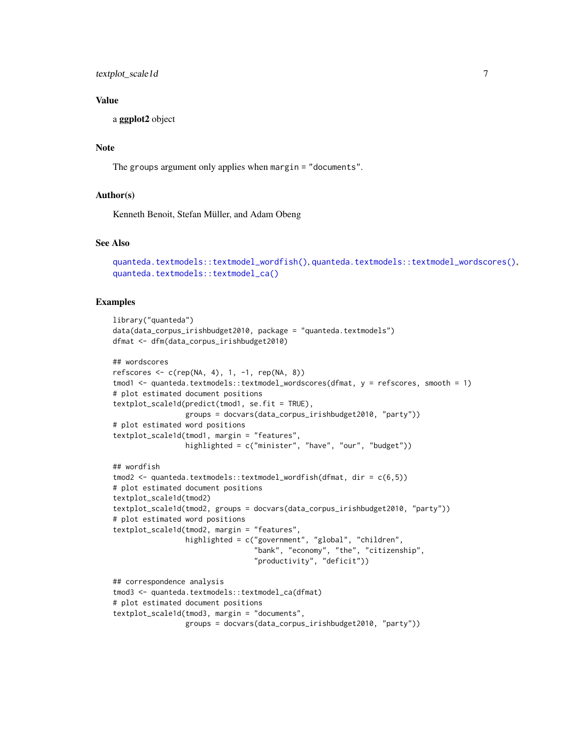### Value

a **ggplot2** object

### Note

The groups argument only applies when margin = "documents".

### Author(s)

Kenneth Benoit, Stefan Müller, and Adam Obeng

### See Also

quanteda.textmodels::textmodel_wordfish(), quanteda.textmodels::textmodel_wordscores(), quanteda.textmodels::textmodel_ca()

### Examples

```
library("quanteda")
data(data_corpus_irishbudget2010, package = "quanteda.textmodels")
dfmat <- dfm(data_corpus_irishbudget2010)

## wordscores
refscores <- c(rep(NA, 4), 1, -1, rep(NA, 8))
tmod1 <- quanteda.textmodels::textmodel_wordscores(dfmat, y = refscores, smooth = 1)
# plot estimated document positions
textplot_scale1d(predict(tmod1, se.fit = TRUE),
                 groups = docvars(data_corpus_irishbudget2010, "party"))
# plot estimated word positions
textplot_scale1d(tmod1, margin = "features",
                 highlighted = c("minister", "have", "our", "budget"))

## wordfish
tmod2 <- quanteda.textmodels::textmodel_wordfish(dfmat, dir = c(6,5))
# plot estimated document positions
textplot_scale1d(tmod2)
textplot_scale1d(tmod2, groups = docvars(data_corpus_irishbudget2010, "party"))
# plot estimated word positions
textplot_scale1d(tmod2, margin = "features",
                 highlighted = c("government", "global", "children",
                                 "bank", "economy", "the", "citizenship",
                                 "productivity", "deficit"))

## correspondence analysis
tmod3 <- quanteda.textmodels::textmodel_ca(dfmat)
# plot estimated document positions
textplot_scale1d(tmod3, margin = "documents",
                 groups = docvars(data_corpus_irishbudget2010, "party"))
```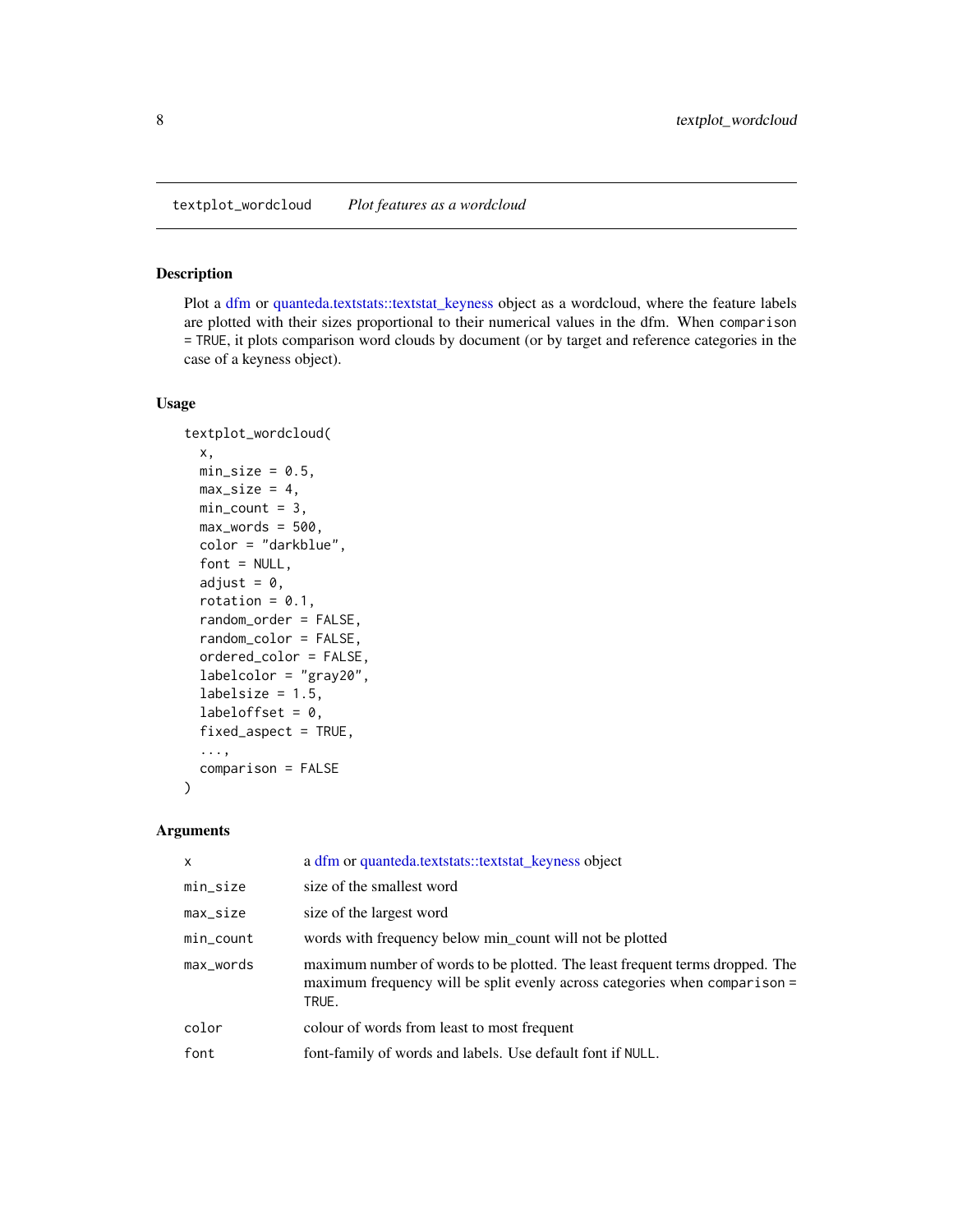## textplot_wordcloud *Plot features as a wordcloud*

### Description

Plot a dfm or quanteda.textstats::textstat_keyness object as a wordcloud, where the feature labels are plotted with their sizes proportional to their numerical values in the dfm. When `comparison = TRUE`, it plots comparison word clouds by document (or by target and reference categories in the case of a keyness object).

### Usage

```
textplot_wordcloud(
  x,
  min_size = 0.5,
  max_size = 4,
  min_count = 3,
  max_words = 500,
  color = "darkblue",
  font = NULL,
  adjust = 0,
  rotation = 0.1,
  random_order = FALSE,
  random_color = FALSE,
  ordered_color = FALSE,
  labelcolor = "gray20",
  labelsize = 1.5,
  labeloffset = 0,
  fixed_aspect = TRUE,
  ...,
  comparison = FALSE
)
```

### Arguments

| | |
|---|---|
| `x` | a dfm or quanteda.textstats::textstat_keyness object |
| `min_size` | size of the smallest word |
| `max_size` | size of the largest word |
| `min_count` | words with frequency below min_count will not be plotted |
| `max_words` | maximum number of words to be plotted. The least frequent terms dropped. The maximum frequency will be split evenly across categories when `comparison = TRUE`. |
| `color` | colour of words from least to most frequent |
| `font` | font-family of words and labels. Use default font if `NULL`. |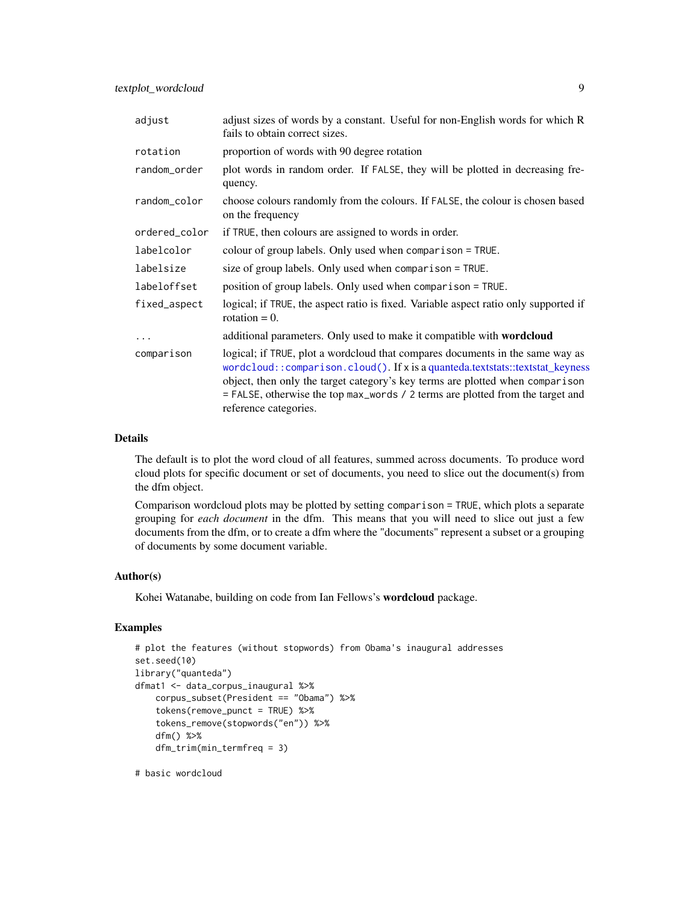| | |
|---|---|
| `adjust` | adjust sizes of words by a constant. Useful for non-English words for which R fails to obtain correct sizes. |
| `rotation` | proportion of words with 90 degree rotation |
| `random_order` | plot words in random order. If FALSE, they will be plotted in decreasing frequency. |
| `random_color` | choose colours randomly from the colours. If FALSE, the colour is chosen based on the frequency |
| `ordered_color` | if TRUE, then colours are assigned to words in order. |
| `labelcolor` | colour of group labels. Only used when comparison = TRUE. |
| `labelsize` | size of group labels. Only used when comparison = TRUE. |
| `labeloffset` | position of group labels. Only used when comparison = TRUE. |
| `fixed_aspect` | logical; if TRUE, the aspect ratio is fixed. Variable aspect ratio only supported if rotation = 0. |
| `...` | additional parameters. Only used to make it compatible with **wordcloud** |
| `comparison` | logical; if TRUE, plot a wordcloud that compares documents in the same way as `wordcloud::comparison.cloud()`. If x is a quanteda.textstats::textstat_keyness object, then only the target category's key terms are plotted when comparison = FALSE, otherwise the top max_words / 2 terms are plotted from the target and reference categories. |

### Details

The default is to plot the word cloud of all features, summed across documents. To produce word cloud plots for specific document or set of documents, you need to slice out the document(s) from the dfm object.

Comparison wordcloud plots may be plotted by setting comparison = TRUE, which plots a separate grouping for *each document* in the dfm. This means that you will need to slice out just a few documents from the dfm, or to create a dfm where the "documents" represent a subset or a grouping of documents by some document variable.

### Author(s)

Kohei Watanabe, building on code from Ian Fellows's **wordcloud** package.

### Examples

```
# plot the features (without stopwords) from Obama's inaugural addresses
set.seed(10)
library("quanteda")
dfmat1 <- data_corpus_inaugural %>%
    corpus_subset(President == "Obama") %>%
    tokens(remove_punct = TRUE) %>%
    tokens_remove(stopwords("en")) %>%
    dfm() %>%
    dfm_trim(min_termfreq = 3)

# basic wordcloud
```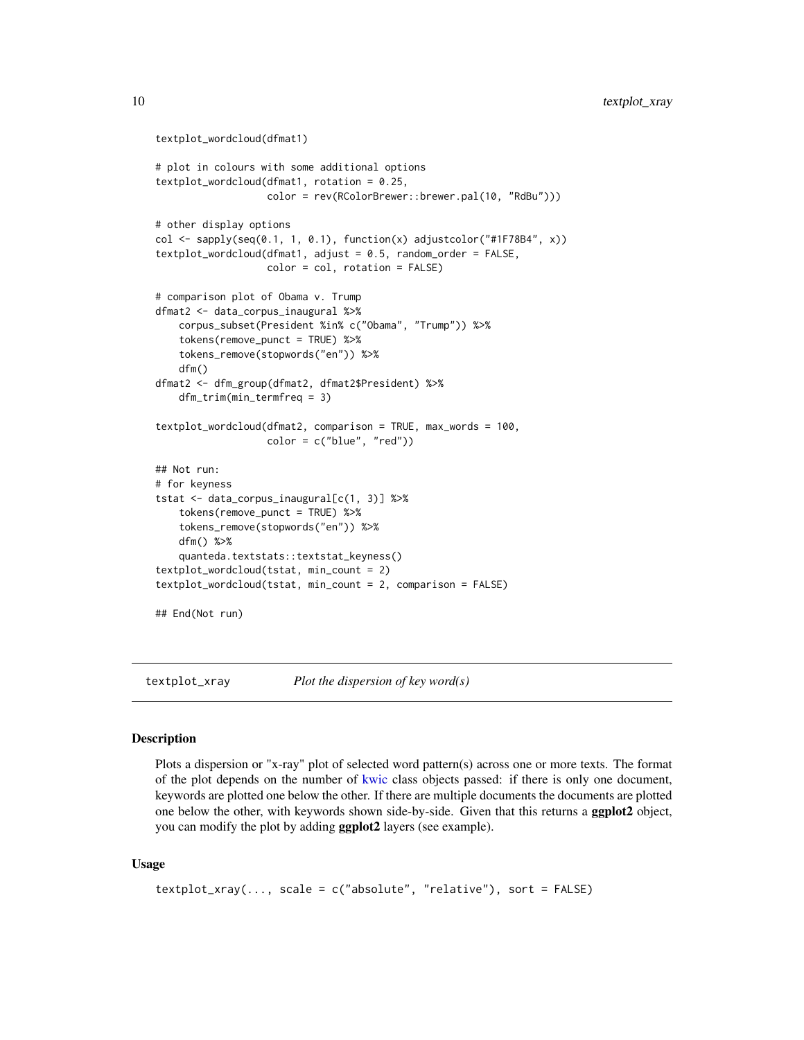```
textplot_wordcloud(dfmat1)

# plot in colours with some additional options
textplot_wordcloud(dfmat1, rotation = 0.25,
                   color = rev(RColorBrewer::brewer.pal(10, "RdBu")))

# other display options
col <- sapply(seq(0.1, 1, 0.1), function(x) adjustcolor("#1F78B4", x))
textplot_wordcloud(dfmat1, adjust = 0.5, random_order = FALSE,
                   color = col, rotation = FALSE)

# comparison plot of Obama v. Trump
dfmat2 <- data_corpus_inaugural %>%
    corpus_subset(President %in% c("Obama", "Trump")) %>%
    tokens(remove_punct = TRUE) %>%
    tokens_remove(stopwords("en")) %>%
    dfm()
dfmat2 <- dfm_group(dfmat2, dfmat2$President) %>%
    dfm_trim(min_termfreq = 3)

textplot_wordcloud(dfmat2, comparison = TRUE, max_words = 100,
                   color = c("blue", "red"))

## Not run:
# for keyness
tstat <- data_corpus_inaugural[c(1, 3)] %>%
    tokens(remove_punct = TRUE) %>%
    tokens_remove(stopwords("en")) %>%
    dfm() %>%
    quanteda.textstats::textstat_keyness()
textplot_wordcloud(tstat, min_count = 2)
textplot_wordcloud(tstat, min_count = 2, comparison = FALSE)

## End(Not run)
```

## textplot_xray — *Plot the dispersion of key word(s)*

### Description

Plots a dispersion or "x-ray" plot of selected word pattern(s) across one or more texts. The format of the plot depends on the number of kwic class objects passed: if there is only one document, keywords are plotted one below the other. If there are multiple documents the documents are plotted one below the other, with keywords shown side-by-side. Given that this returns a **ggplot2** object, you can modify the plot by adding **ggplot2** layers (see example).

### Usage

```
textplot_xray(..., scale = c("absolute", "relative"), sort = FALSE)
```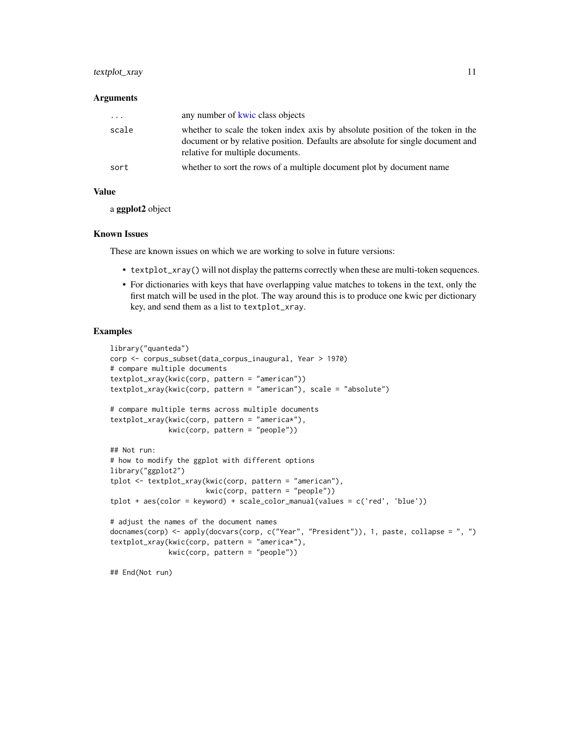### Arguments

| | |
|---|---|
| `...` | any number of kwic class objects |
| `scale` | whether to scale the token index axis by absolute position of the token in the document or by relative position. Defaults are absolute for single document and relative for multiple documents. |
| `sort` | whether to sort the rows of a multiple document plot by document name |

### Value

a **ggplot2** object

### Known Issues

These are known issues on which we are working to solve in future versions:

- `textplot_xray()` will not display the patterns correctly when these are multi-token sequences.
- For dictionaries with keys that have overlapping value matches to tokens in the text, only the first match will be used in the plot. The way around this is to produce one kwic per dictionary key, and send them as a list to `textplot_xray`.

### Examples

```
library("quanteda")
corp <- corpus_subset(data_corpus_inaugural, Year > 1970)
# compare multiple documents
textplot_xray(kwic(corp, pattern = "american"))
textplot_xray(kwic(corp, pattern = "american"), scale = "absolute")

# compare multiple terms across multiple documents
textplot_xray(kwic(corp, pattern = "america*"),
              kwic(corp, pattern = "people"))

## Not run:
# how to modify the ggplot with different options
library("ggplot2")
tplot <- textplot_xray(kwic(corp, pattern = "american"),
                       kwic(corp, pattern = "people"))
tplot + aes(color = keyword) + scale_color_manual(values = c('red', 'blue'))

# adjust the names of the document names
docnames(corp) <- apply(docvars(corp, c("Year", "President")), 1, paste, collapse = ", ")
textplot_xray(kwic(corp, pattern = "america*"),
              kwic(corp, pattern = "people"))

## End(Not run)
```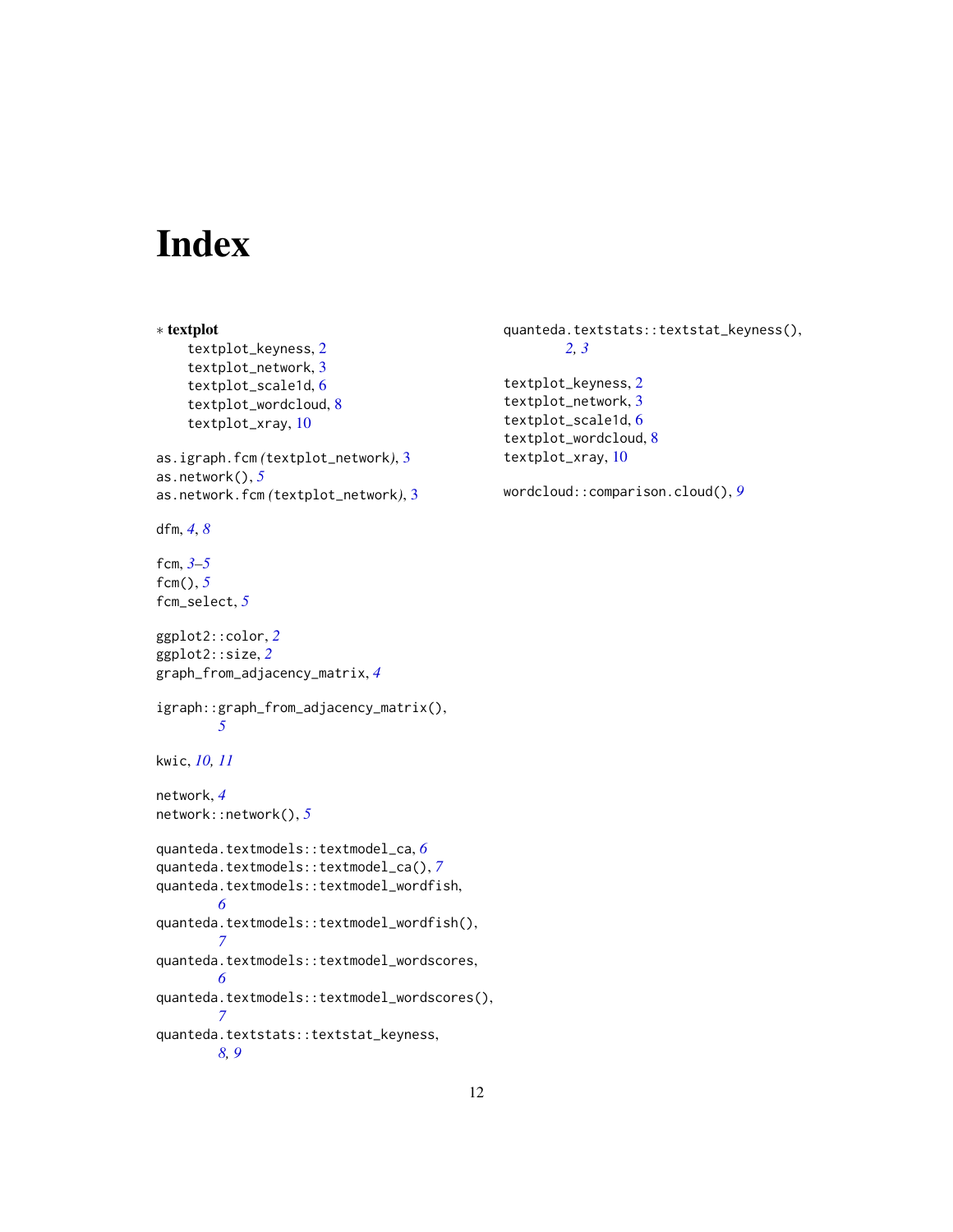# Index

∗ **textplot**
    textplot_keyness, 2
    textplot_network, 3
    textplot_scale1d, 6
    textplot_wordcloud, 8
    textplot_xray, 10

as.igraph.fcm *(*textplot_network*)*, 3
as.network(), *5*
as.network.fcm *(*textplot_network*)*, 3

dfm, *4*, *8*

fcm, *3–5*
fcm(), *5*
fcm_select, *5*

ggplot2::color, *2*
ggplot2::size, *2*
graph_from_adjacency_matrix, *4*

igraph::graph_from_adjacency_matrix(), *5*

kwic, *10, 11*

network, *4*
network::network(), *5*

quanteda.textmodels::textmodel_ca, *6*
quanteda.textmodels::textmodel_ca(), *7*
quanteda.textmodels::textmodel_wordfish, *6*
quanteda.textmodels::textmodel_wordfish(), *7*
quanteda.textmodels::textmodel_wordscores, *6*
quanteda.textmodels::textmodel_wordscores(), *7*
quanteda.textstats::textstat_keyness, *8, 9*
quanteda.textstats::textstat_keyness(), *2, 3*

textplot_keyness, 2
textplot_network, 3
textplot_scale1d, 6
textplot_wordcloud, 8
textplot_xray, 10

wordcloud::comparison.cloud(), *9*